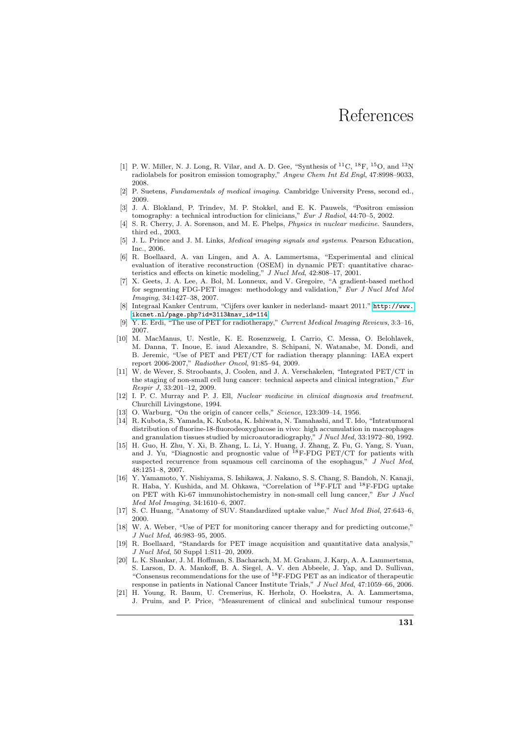# References

[1] P. W. Miller, N. J. Long, R. Vilar, and A. D. Gee, "Synthesis of $^{11}$C, $^{18}$F, $^{15}$O, and $^{13}$N radiolabels for positron emission tomography," *Angew Chem Int Ed Engl*, 47:8998–9033, 2008.

[2] P. Suetens, *Fundamentals of medical imaging*. Cambridge University Press, second ed., 2009.

[3] J. A. Blokland, P. Trindev, M. P. Stokkel, and E. K. Pauwels, "Positron emission tomography: a technical introduction for clinicians," *Eur J Radiol*, 44:70–5, 2002.

[4] S. R. Cherry, J. A. Sorenson, and M. E. Phelps, *Physics in nuclear medicine*. Saunders, third ed., 2003.

[5] J. L. Prince and J. M. Links, *Medical imaging signals and systems*. Pearson Education, Inc., 2006.

[6] R. Boellaard, A. van Lingen, and A. A. Lammertsma, "Experimental and clinical evaluation of iterative reconstruction (OSEM) in dynamic PET: quantitative characteristics and effects on kinetic modeling," *J Nucl Med*, 42:808–17, 2001.

[7] X. Geets, J. A. Lee, A. Bol, M. Lonneux, and V. Gregoire, "A gradient-based method for segmenting FDG-PET images: methodology and validation," *Eur J Nucl Med Mol Imaging*, 34:1427–38, 2007.

[8] Integraal Kanker Centrum, "Cijfers over kanker in nederland- maart 2011." `http://www.ikcnet.nl/page.php?id=3113&nav_id=114`.

[9] Y. E. Erdi, "The use of PET for radiotherapy," *Current Medical Imaging Reviews*, 3:3–16, 2007.

[10] M. MacManus, U. Nestle, K. E. Rosenzweig, I. Carrio, C. Messa, O. Belohlavek, M. Danna, T. Inoue, E. iaud Alexandre, S. Schipani, N. Watanabe, M. Dondi, and B. Jeremic, "Use of PET and PET/CT for radiation therapy planning: IAEA expert report 2006-2007," *Radiother Oncol*, 91:85–94, 2009.

[11] W. de Wever, S. Stroobants, J. Coolen, and J. A. Verschakelen, "Integrated PET/CT in the staging of non-small cell lung cancer: technical aspects and clinical integration," *Eur Respir J*, 33:201–12, 2009.

[12] I. P. C. Murray and P. J. Ell, *Nuclear medicine in clinical diagnosis and treatment*. Churchill Livingstone, 1994.

[13] O. Warburg, "On the origin of cancer cells," *Science*, 123:309–14, 1956.

[14] R. Kubota, S. Yamada, K. Kubota, K. Ishiwata, N. Tamahashi, and T. Ido, "Intratumoral distribution of fluorine-18-fluorodeoxyglucose in vivo: high accumulation in macrophages and granulation tissues studied by microautoradiography," *J Nucl Med*, 33:1972–80, 1992.

[15] H. Guo, H. Zhu, Y. Xi, B. Zhang, L. Li, Y. Huang, J. Zhang, Z. Fu, G. Yang, S. Yuan, and J. Yu, "Diagnostic and prognostic value of $^{18}$F-FDG PET/CT for patients with suspected recurrence from squamous cell carcinoma of the esophagus," *J Nucl Med*, 48:1251–8, 2007.

[16] Y. Yamamoto, Y. Nishiyama, S. Ishikawa, J. Nakano, S. S. Chang, S. Bandoh, N. Kanaji, R. Haba, Y. Kushida, and M. Ohkawa, "Correlation of $^{18}$F-FLT and $^{18}$F-FDG uptake on PET with Ki-67 immunohistochemistry in non-small cell lung cancer," *Eur J Nucl Med Mol Imaging*, 34:1610–6, 2007.

[17] S. C. Huang, "Anatomy of SUV. Standardized uptake value," *Nucl Med Biol*, 27:643–6, 2000.

[18] W. A. Weber, "Use of PET for monitoring cancer therapy and for predicting outcome," *J Nucl Med*, 46:983–95, 2005.

[19] R. Boellaard, "Standards for PET image acquisition and quantitative data analysis," *J Nucl Med*, 50 Suppl 1:S11–20, 2009.

[20] L. K. Shankar, J. M. Hoffman, S. Bacharach, M. M. Graham, J. Karp, A. A. Lammertsma, S. Larson, D. A. Mankoff, B. A. Siegel, A. V. den Abbeele, J. Yap, and D. Sullivan, "Consensus recommendations for the use of $^{18}$F-FDG PET as an indicator of therapeutic response in patients in National Cancer Institute Trials," *J Nucl Med*, 47:1059–66, 2006.

[21] H. Young, R. Baum, U. Cremerius, K. Herholz, O. Hoekstra, A. A. Lammertsma, J. Pruim, and P. Price, "Measurement of clinical and subclinical tumour response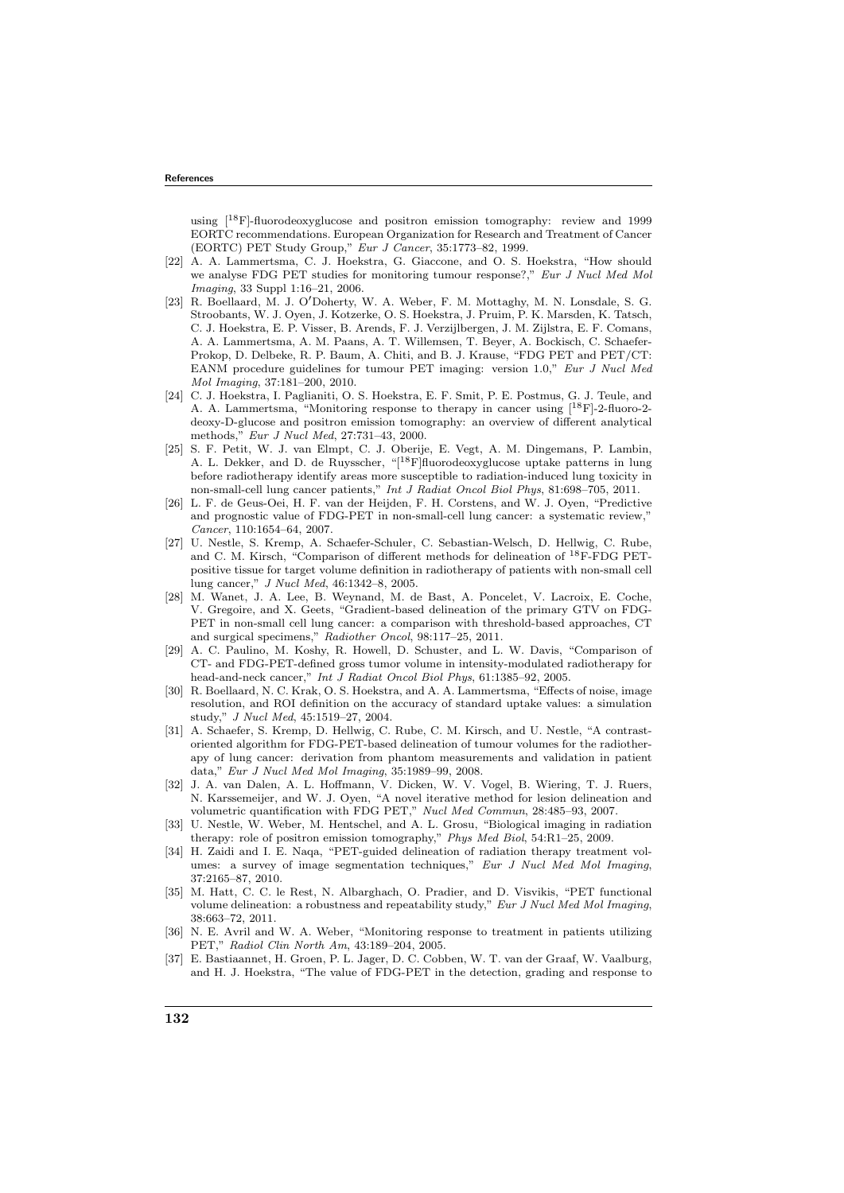using [$^{18}$F]-fluorodeoxyglucose and positron emission tomography: review and 1999 EORTC recommendations. European Organization for Research and Treatment of Cancer (EORTC) PET Study Group," *Eur J Cancer*, 35:1773–82, 1999.

[22] A. A. Lammertsma, C. J. Hoekstra, G. Giaccone, and O. S. Hoekstra, "How should we analyse FDG PET studies for monitoring tumour response?," *Eur J Nucl Med Mol Imaging*, 33 Suppl 1:16–21, 2006.

[23] R. Boellaard, M. J. O′Doherty, W. A. Weber, F. M. Mottaghy, M. N. Lonsdale, S. G. Stroobants, W. J. Oyen, J. Kotzerke, O. S. Hoekstra, J. Pruim, P. K. Marsden, K. Tatsch, C. J. Hoekstra, E. P. Visser, B. Arends, F. J. Verzijlbergen, J. M. Zijlstra, E. F. Comans, A. A. Lammertsma, A. M. Paans, A. T. Willemsen, T. Beyer, A. Bockisch, C. Schaefer-Prokop, D. Delbeke, R. P. Baum, A. Chiti, and B. J. Krause, "FDG PET and PET/CT: EANM procedure guidelines for tumour PET imaging: version 1.0," *Eur J Nucl Med Mol Imaging*, 37:181–200, 2010.

[24] C. J. Hoekstra, I. Paglianiti, O. S. Hoekstra, E. F. Smit, P. E. Postmus, G. J. Teule, and A. A. Lammertsma, "Monitoring response to therapy in cancer using [$^{18}$F]-2-fluoro-2-deoxy-D-glucose and positron emission tomography: an overview of different analytical methods," *Eur J Nucl Med*, 27:731–43, 2000.

[25] S. F. Petit, W. J. van Elmpt, C. J. Oberije, E. Vegt, A. M. Dingemans, P. Lambin, A. L. Dekker, and D. de Ruysscher, "[$^{18}$F]fluorodeoxyglucose uptake patterns in lung before radiotherapy identify areas more susceptible to radiation-induced lung toxicity in non-small-cell lung cancer patients," *Int J Radiat Oncol Biol Phys*, 81:698–705, 2011.

[26] L. F. de Geus-Oei, H. F. van der Heijden, F. H. Corstens, and W. J. Oyen, "Predictive and prognostic value of FDG-PET in non-small-cell lung cancer: a systematic review," *Cancer*, 110:1654–64, 2007.

[27] U. Nestle, S. Kremp, A. Schaefer-Schuler, C. Sebastian-Welsch, D. Hellwig, C. Rube, and C. M. Kirsch, "Comparison of different methods for delineation of $^{18}$F-FDG PET-positive tissue for target volume definition in radiotherapy of patients with non-small cell lung cancer," *J Nucl Med*, 46:1342–8, 2005.

[28] M. Wanet, J. A. Lee, B. Weynand, M. de Bast, A. Poncelet, V. Lacroix, E. Coche, V. Gregoire, and X. Geets, "Gradient-based delineation of the primary GTV on FDG-PET in non-small cell lung cancer: a comparison with threshold-based approaches, CT and surgical specimens," *Radiother Oncol*, 98:117–25, 2011.

[29] A. C. Paulino, M. Koshy, R. Howell, D. Schuster, and L. W. Davis, "Comparison of CT- and FDG-PET-defined gross tumor volume in intensity-modulated radiotherapy for head-and-neck cancer," *Int J Radiat Oncol Biol Phys*, 61:1385–92, 2005.

[30] R. Boellaard, N. C. Krak, O. S. Hoekstra, and A. A. Lammertsma, "Effects of noise, image resolution, and ROI definition on the accuracy of standard uptake values: a simulation study," *J Nucl Med*, 45:1519–27, 2004.

[31] A. Schaefer, S. Kremp, D. Hellwig, C. Rube, C. M. Kirsch, and U. Nestle, "A contrast-oriented algorithm for FDG-PET-based delineation of tumour volumes for the radiotherapy of lung cancer: derivation from phantom measurements and validation in patient data," *Eur J Nucl Med Mol Imaging*, 35:1989–99, 2008.

[32] J. A. van Dalen, A. L. Hoffmann, V. Dicken, W. V. Vogel, B. Wiering, T. J. Ruers, N. Karssemeijer, and W. J. Oyen, "A novel iterative method for lesion delineation and volumetric quantification with FDG PET," *Nucl Med Commun*, 28:485–93, 2007.

[33] U. Nestle, W. Weber, M. Hentschel, and A. L. Grosu, "Biological imaging in radiation therapy: role of positron emission tomography," *Phys Med Biol*, 54:R1–25, 2009.

[34] H. Zaidi and I. E. Naqa, "PET-guided delineation of radiation therapy treatment volumes: a survey of image segmentation techniques," *Eur J Nucl Med Mol Imaging*, 37:2165–87, 2010.

[35] M. Hatt, C. C. le Rest, N. Albarghach, O. Pradier, and D. Visvikis, "PET functional volume delineation: a robustness and repeatability study," *Eur J Nucl Med Mol Imaging*, 38:663–72, 2011.

[36] N. E. Avril and W. A. Weber, "Monitoring response to treatment in patients utilizing PET," *Radiol Clin North Am*, 43:189–204, 2005.

[37] E. Bastiaannet, H. Groen, P. L. Jager, D. C. Cobben, W. T. van der Graaf, W. Vaalburg, and H. J. Hoekstra, "The value of FDG-PET in the detection, grading and response to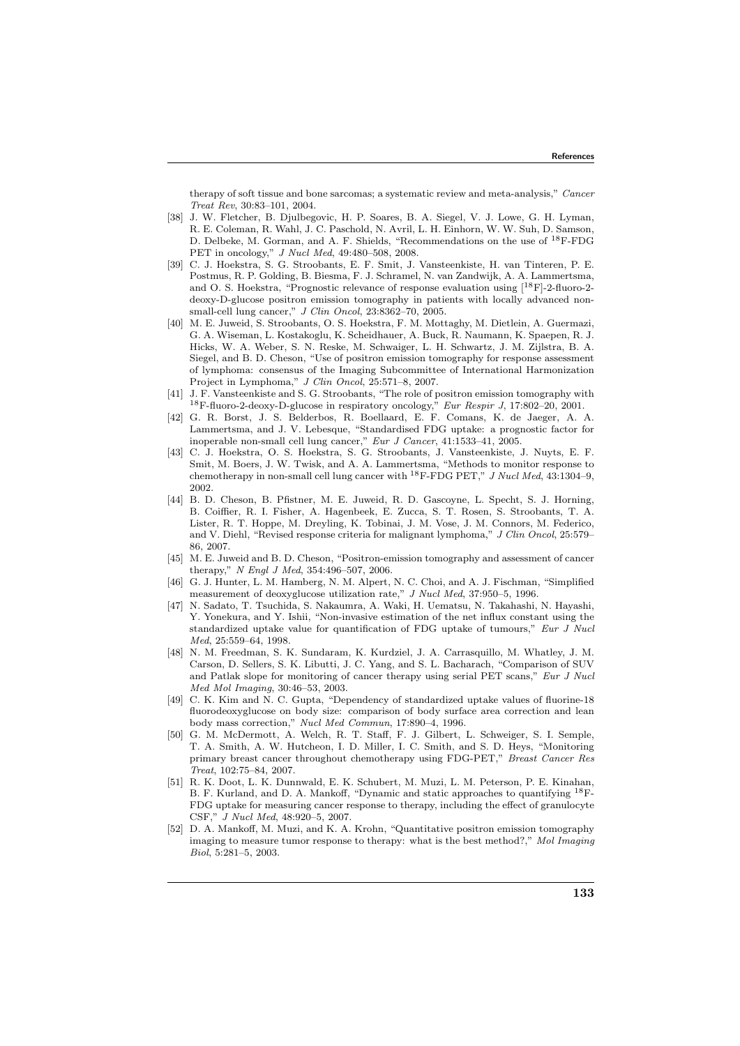therapy of soft tissue and bone sarcomas; a systematic review and meta-analysis," *Cancer Treat Rev*, 30:83–101, 2004.

[38] J. W. Fletcher, B. Djulbegovic, H. P. Soares, B. A. Siegel, V. J. Lowe, G. H. Lyman, R. E. Coleman, R. Wahl, J. C. Paschold, N. Avril, L. H. Einhorn, W. W. Suh, D. Samson, D. Delbeke, M. Gorman, and A. F. Shields, "Recommendations on the use of $^{18}$F-FDG PET in oncology," *J Nucl Med*, 49:480–508, 2008.

[39] C. J. Hoekstra, S. G. Stroobants, E. F. Smit, J. Vansteenkiste, H. van Tinteren, P. E. Postmus, R. P. Golding, B. Biesma, F. J. Schramel, N. van Zandwijk, A. A. Lammertsma, and O. S. Hoekstra, "Prognostic relevance of response evaluation using [$^{18}$F]-2-fluoro-2-deoxy-D-glucose positron emission tomography in patients with locally advanced non-small-cell lung cancer," *J Clin Oncol*, 23:8362–70, 2005.

[40] M. E. Juweid, S. Stroobants, O. S. Hoekstra, F. M. Mottaghy, M. Dietlein, A. Guermazi, G. A. Wiseman, L. Kostakoglu, K. Scheidhauer, A. Buck, R. Naumann, K. Spaepen, R. J. Hicks, W. A. Weber, S. N. Reske, M. Schwaiger, L. H. Schwartz, J. M. Zijlstra, B. A. Siegel, and B. D. Cheson, "Use of positron emission tomography for response assessment of lymphoma: consensus of the Imaging Subcommittee of International Harmonization Project in Lymphoma," *J Clin Oncol*, 25:571–8, 2007.

[41] J. F. Vansteenkiste and S. G. Stroobants, "The role of positron emission tomography with $^{18}$F-fluoro-2-deoxy-D-glucose in respiratory oncology," *Eur Respir J*, 17:802–20, 2001.

[42] G. R. Borst, J. S. Belderbos, R. Boellaard, E. F. Comans, K. de Jaeger, A. A. Lammertsma, and J. V. Lebesque, "Standardised FDG uptake: a prognostic factor for inoperable non-small cell lung cancer," *Eur J Cancer*, 41:1533–41, 2005.

[43] C. J. Hoekstra, O. S. Hoekstra, S. G. Stroobants, J. Vansteenkiste, J. Nuyts, E. F. Smit, M. Boers, J. W. Twisk, and A. A. Lammertsma, "Methods to monitor response to chemotherapy in non-small cell lung cancer with $^{18}$F-FDG PET," *J Nucl Med*, 43:1304–9, 2002.

[44] B. D. Cheson, B. Pfistner, M. E. Juweid, R. D. Gascoyne, L. Specht, S. J. Horning, B. Coiffier, R. I. Fisher, A. Hagenbeek, E. Zucca, S. T. Rosen, S. Stroobants, T. A. Lister, R. T. Hoppe, M. Dreyling, K. Tobinai, J. M. Vose, J. M. Connors, M. Federico, and V. Diehl, "Revised response criteria for malignant lymphoma," *J Clin Oncol*, 25:579–86, 2007.

[45] M. E. Juweid and B. D. Cheson, "Positron-emission tomography and assessment of cancer therapy," *N Engl J Med*, 354:496–507, 2006.

[46] G. J. Hunter, L. M. Hamberg, N. M. Alpert, N. C. Choi, and A. J. Fischman, "Simplified measurement of deoxyglucose utilization rate," *J Nucl Med*, 37:950–5, 1996.

[47] N. Sadato, T. Tsuchida, S. Nakaumra, A. Waki, H. Uematsu, N. Takahashi, N. Hayashi, Y. Yonekura, and Y. Ishii, "Non-invasive estimation of the net influx constant using the standardized uptake value for quantification of FDG uptake of tumours," *Eur J Nucl Med*, 25:559–64, 1998.

[48] N. M. Freedman, S. K. Sundaram, K. Kurdziel, J. A. Carrasquillo, M. Whatley, J. M. Carson, D. Sellers, S. K. Libutti, J. C. Yang, and S. L. Bacharach, "Comparison of SUV and Patlak slope for monitoring of cancer therapy using serial PET scans," *Eur J Nucl Med Mol Imaging*, 30:46–53, 2003.

[49] C. K. Kim and N. C. Gupta, "Dependency of standardized uptake values of fluorine-18 fluorodeoxyglucose on body size: comparison of body surface area correction and lean body mass correction," *Nucl Med Commun*, 17:890–4, 1996.

[50] G. M. McDermott, A. Welch, R. T. Staff, F. J. Gilbert, L. Schweiger, S. I. Semple, T. A. Smith, A. W. Hutcheon, I. D. Miller, I. C. Smith, and S. D. Heys, "Monitoring primary breast cancer throughout chemotherapy using FDG-PET," *Breast Cancer Res Treat*, 102:75–84, 2007.

[51] R. K. Doot, L. K. Dunnwald, E. K. Schubert, M. Muzi, L. M. Peterson, P. E. Kinahan, B. F. Kurland, and D. A. Mankoff, "Dynamic and static approaches to quantifying $^{18}$F-FDG uptake for measuring cancer response to therapy, including the effect of granulocyte CSF," *J Nucl Med*, 48:920–5, 2007.

[52] D. A. Mankoff, M. Muzi, and K. A. Krohn, "Quantitative positron emission tomography imaging to measure tumor response to therapy: what is the best method?," *Mol Imaging Biol*, 5:281–5, 2003.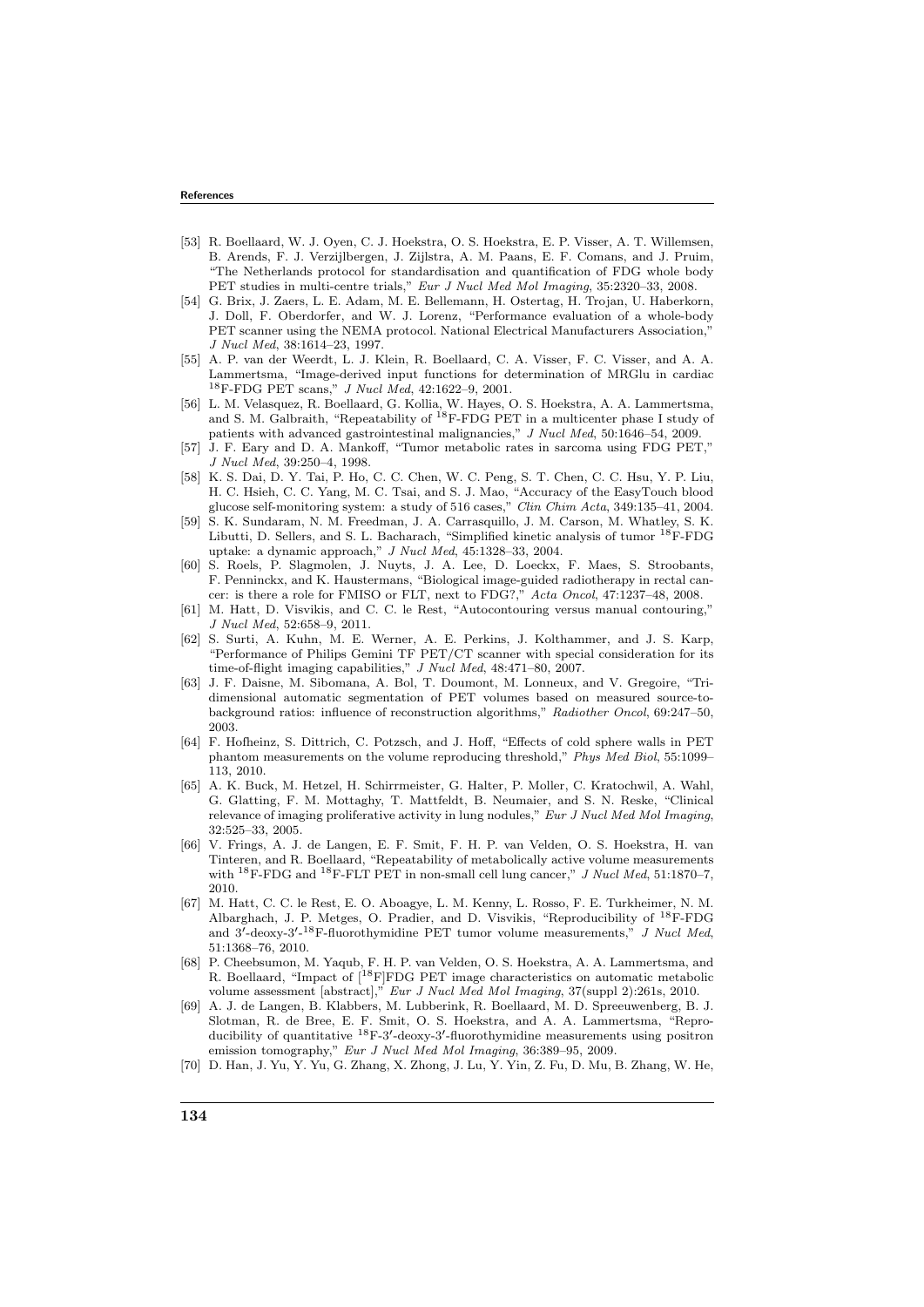[53] R. Boellaard, W. J. Oyen, C. J. Hoekstra, O. S. Hoekstra, E. P. Visser, A. T. Willemsen, B. Arends, F. J. Verzijlbergen, J. Zijlstra, A. M. Paans, E. F. Comans, and J. Pruim, "The Netherlands protocol for standardisation and quantification of FDG whole body PET studies in multi-centre trials," *Eur J Nucl Med Mol Imaging*, 35:2320–33, 2008.

[54] G. Brix, J. Zaers, L. E. Adam, M. E. Bellemann, H. Ostertag, H. Trojan, U. Haberkorn, J. Doll, F. Oberdorfer, and W. J. Lorenz, "Performance evaluation of a whole-body PET scanner using the NEMA protocol. National Electrical Manufacturers Association," *J Nucl Med*, 38:1614–23, 1997.

[55] A. P. van der Weerdt, L. J. Klein, R. Boellaard, C. A. Visser, F. C. Visser, and A. A. Lammertsma, "Image-derived input functions for determination of MRGlu in cardiac $^{18}$F-FDG PET scans," *J Nucl Med*, 42:1622–9, 2001.

[56] L. M. Velasquez, R. Boellaard, G. Kollia, W. Hayes, O. S. Hoekstra, A. A. Lammertsma, and S. M. Galbraith, "Repeatability of $^{18}$F-FDG PET in a multicenter phase I study of patients with advanced gastrointestinal malignancies," *J Nucl Med*, 50:1646–54, 2009.

[57] J. F. Eary and D. A. Mankoff, "Tumor metabolic rates in sarcoma using FDG PET," *J Nucl Med*, 39:250–4, 1998.

[58] K. S. Dai, D. Y. Tai, P. Ho, C. C. Chen, W. C. Peng, S. T. Chen, C. C. Hsu, Y. P. Liu, H. C. Hsieh, C. C. Yang, M. C. Tsai, and S. J. Mao, "Accuracy of the EasyTouch blood glucose self-monitoring system: a study of 516 cases," *Clin Chim Acta*, 349:135–41, 2004.

[59] S. K. Sundaram, N. M. Freedman, J. A. Carrasquillo, J. M. Carson, M. Whatley, S. K. Libutti, D. Sellers, and S. L. Bacharach, "Simplified kinetic analysis of tumor $^{18}$F-FDG uptake: a dynamic approach," *J Nucl Med*, 45:1328–33, 2004.

[60] S. Roels, P. Slagmolen, J. Nuyts, J. A. Lee, D. Loeckx, F. Maes, S. Stroobants, F. Penninckx, and K. Haustermans, "Biological image-guided radiotherapy in rectal cancer: is there a role for FMISO or FLT, next to FDG?," *Acta Oncol*, 47:1237–48, 2008.

[61] M. Hatt, D. Visvikis, and C. C. le Rest, "Autocontouring versus manual contouring," *J Nucl Med*, 52:658–9, 2011.

[62] S. Surti, A. Kuhn, M. E. Werner, A. E. Perkins, J. Kolthammer, and J. S. Karp, "Performance of Philips Gemini TF PET/CT scanner with special consideration for its time-of-flight imaging capabilities," *J Nucl Med*, 48:471–80, 2007.

[63] J. F. Daisne, M. Sibomana, A. Bol, T. Doumont, M. Lonneux, and V. Gregoire, "Tri-dimensional automatic segmentation of PET volumes based on measured source-to-background ratios: influence of reconstruction algorithms," *Radiother Oncol*, 69:247–50, 2003.

[64] F. Hofheinz, S. Dittrich, C. Potzsch, and J. Hoff, "Effects of cold sphere walls in PET phantom measurements on the volume reproducing threshold," *Phys Med Biol*, 55:1099–113, 2010.

[65] A. K. Buck, M. Hetzel, H. Schirrmeister, G. Halter, P. Moller, C. Kratochwil, A. Wahl, G. Glatting, F. M. Mottaghy, T. Mattfeldt, B. Neumaier, and S. N. Reske, "Clinical relevance of imaging proliferative activity in lung nodules," *Eur J Nucl Med Mol Imaging*, 32:525–33, 2005.

[66] V. Frings, A. J. de Langen, E. F. Smit, F. H. P. van Velden, O. S. Hoekstra, H. van Tinteren, and R. Boellaard, "Repeatability of metabolically active volume measurements with $^{18}$F-FDG and $^{18}$F-FLT PET in non-small cell lung cancer," *J Nucl Med*, 51:1870–7, 2010.

[67] M. Hatt, C. C. le Rest, E. O. Aboagye, L. M. Kenny, L. Rosso, F. E. Turkheimer, N. M. Albarghach, J. P. Metges, O. Pradier, and D. Visvikis, "Reproducibility of $^{18}$F-FDG and 3′-deoxy-3′-$^{18}$F-fluorothymidine PET tumor volume measurements," *J Nucl Med*, 51:1368–76, 2010.

[68] P. Cheebsumon, M. Yaqub, F. H. P. van Velden, O. S. Hoekstra, A. A. Lammertsma, and R. Boellaard, "Impact of [$^{18}$F]FDG PET image characteristics on automatic metabolic volume assessment [abstract]," *Eur J Nucl Med Mol Imaging*, 37(suppl 2):261s, 2010.

[69] A. J. de Langen, B. Klabbers, M. Lubberink, R. Boellaard, M. D. Spreeuwenberg, B. J. Slotman, R. de Bree, E. F. Smit, O. S. Hoekstra, and A. A. Lammertsma, "Reproducibility of quantitative $^{18}$F-3′-deoxy-3′-fluorothymidine measurements using positron emission tomography," *Eur J Nucl Med Mol Imaging*, 36:389–95, 2009.

[70] D. Han, J. Yu, Y. Yu, G. Zhang, X. Zhong, J. Lu, Y. Yin, Z. Fu, D. Mu, B. Zhang, W. He,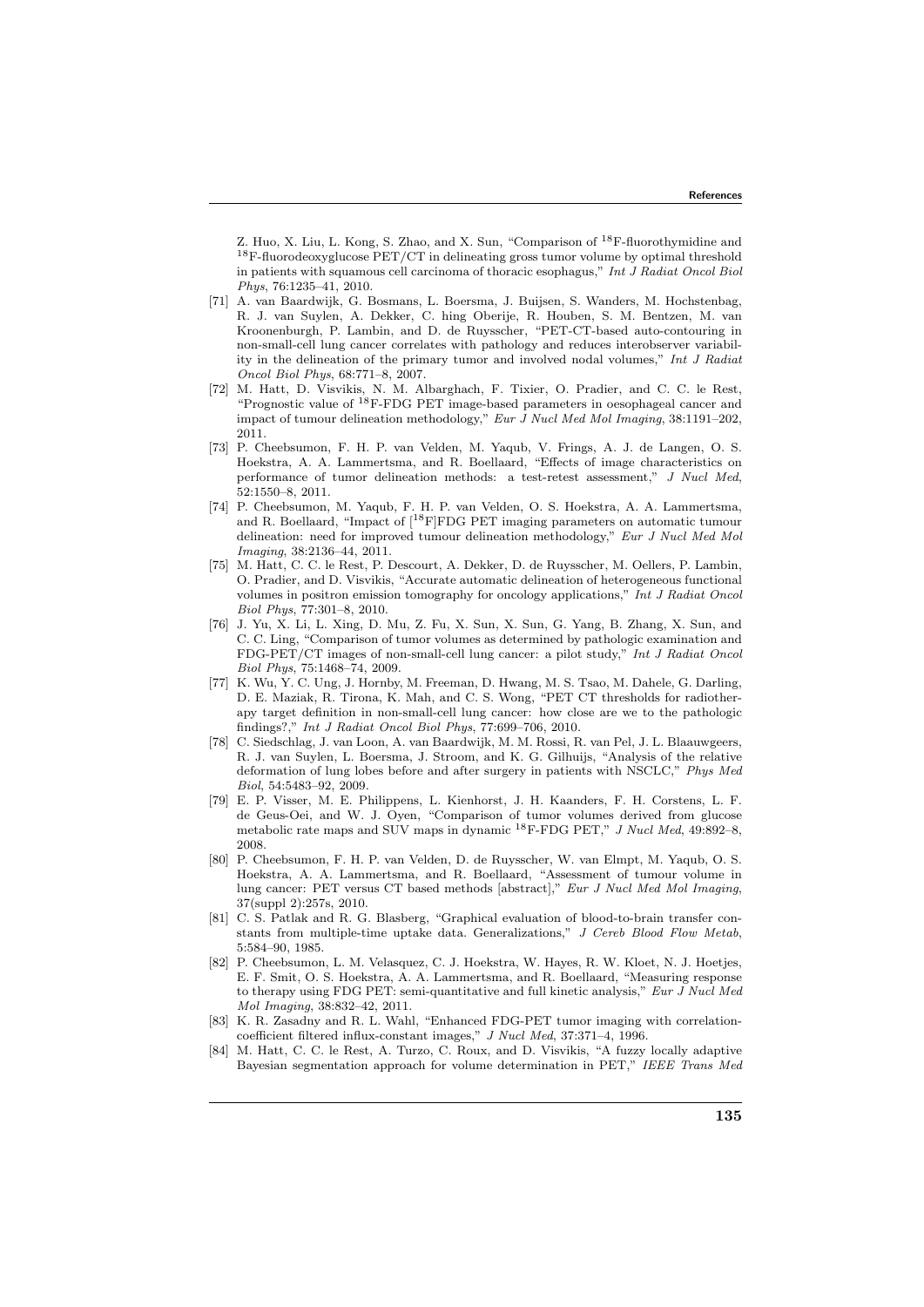Z. Huo, X. Liu, L. Kong, S. Zhao, and X. Sun, "Comparison of $^{18}$F-fluorothymidine and $^{18}$F-fluorodeoxyglucose PET/CT in delineating gross tumor volume by optimal threshold in patients with squamous cell carcinoma of thoracic esophagus," *Int J Radiat Oncol Biol Phys*, 76:1235–41, 2010.

[71] A. van Baardwijk, G. Bosmans, L. Boersma, J. Buijsen, S. Wanders, M. Hochstenbag, R. J. van Suylen, A. Dekker, C. hing Oberije, R. Houben, S. M. Bentzen, M. van Kroonenburgh, P. Lambin, and D. de Ruysscher, "PET-CT-based auto-contouring in non-small-cell lung cancer correlates with pathology and reduces interobserver variability in the delineation of the primary tumor and involved nodal volumes," *Int J Radiat Oncol Biol Phys*, 68:771–8, 2007.

[72] M. Hatt, D. Visvikis, N. M. Albarghach, F. Tixier, O. Pradier, and C. C. le Rest, "Prognostic value of $^{18}$F-FDG PET image-based parameters in oesophageal cancer and impact of tumour delineation methodology," *Eur J Nucl Med Mol Imaging*, 38:1191–202, 2011.

[73] P. Cheebsumon, F. H. P. van Velden, M. Yaqub, V. Frings, A. J. de Langen, O. S. Hoekstra, A. A. Lammertsma, and R. Boellaard, "Effects of image characteristics on performance of tumor delineation methods: a test-retest assessment," *J Nucl Med*, 52:1550–8, 2011.

[74] P. Cheebsumon, M. Yaqub, F. H. P. van Velden, O. S. Hoekstra, A. A. Lammertsma, and R. Boellaard, "Impact of [$^{18}$F]FDG PET imaging parameters on automatic tumour delineation: need for improved tumour delineation methodology," *Eur J Nucl Med Mol Imaging*, 38:2136–44, 2011.

[75] M. Hatt, C. C. le Rest, P. Descourt, A. Dekker, D. de Ruysscher, M. Oellers, P. Lambin, O. Pradier, and D. Visvikis, "Accurate automatic delineation of heterogeneous functional volumes in positron emission tomography for oncology applications," *Int J Radiat Oncol Biol Phys*, 77:301–8, 2010.

[76] J. Yu, X. Li, L. Xing, D. Mu, Z. Fu, X. Sun, X. Sun, G. Yang, B. Zhang, X. Sun, and C. C. Ling, "Comparison of tumor volumes as determined by pathologic examination and FDG-PET/CT images of non-small-cell lung cancer: a pilot study," *Int J Radiat Oncol Biol Phys*, 75:1468–74, 2009.

[77] K. Wu, Y. C. Ung, J. Hornby, M. Freeman, D. Hwang, M. S. Tsao, M. Dahele, G. Darling, D. E. Maziak, R. Tirona, K. Mah, and C. S. Wong, "PET CT thresholds for radiotherapy target definition in non-small-cell lung cancer: how close are we to the pathologic findings?," *Int J Radiat Oncol Biol Phys*, 77:699–706, 2010.

[78] C. Siedschlag, J. van Loon, A. van Baardwijk, M. M. Rossi, R. van Pel, J. L. Blaauwgeers, R. J. van Suylen, L. Boersma, J. Stroom, and K. G. Gilhuijs, "Analysis of the relative deformation of lung lobes before and after surgery in patients with NSCLC," *Phys Med Biol*, 54:5483–92, 2009.

[79] E. P. Visser, M. E. Philippens, L. Kienhorst, J. H. Kaanders, F. H. Corstens, L. F. de Geus-Oei, and W. J. Oyen, "Comparison of tumor volumes derived from glucose metabolic rate maps and SUV maps in dynamic $^{18}$F-FDG PET," *J Nucl Med*, 49:892–8, 2008.

[80] P. Cheebsumon, F. H. P. van Velden, D. de Ruysscher, W. van Elmpt, M. Yaqub, O. S. Hoekstra, A. A. Lammertsma, and R. Boellaard, "Assessment of tumour volume in lung cancer: PET versus CT based methods [abstract]," *Eur J Nucl Med Mol Imaging*, 37(suppl 2):257s, 2010.

[81] C. S. Patlak and R. G. Blasberg, "Graphical evaluation of blood-to-brain transfer constants from multiple-time uptake data. Generalizations," *J Cereb Blood Flow Metab*, 5:584–90, 1985.

[82] P. Cheebsumon, L. M. Velasquez, C. J. Hoekstra, W. Hayes, R. W. Kloet, N. J. Hoetjes, E. F. Smit, O. S. Hoekstra, A. A. Lammertsma, and R. Boellaard, "Measuring response to therapy using FDG PET: semi-quantitative and full kinetic analysis," *Eur J Nucl Med Mol Imaging*, 38:832–42, 2011.

[83] K. R. Zasadny and R. L. Wahl, "Enhanced FDG-PET tumor imaging with correlation-coefficient filtered influx-constant images," *J Nucl Med*, 37:371–4, 1996.

[84] M. Hatt, C. C. le Rest, A. Turzo, C. Roux, and D. Visvikis, "A fuzzy locally adaptive Bayesian segmentation approach for volume determination in PET," *IEEE Trans Med*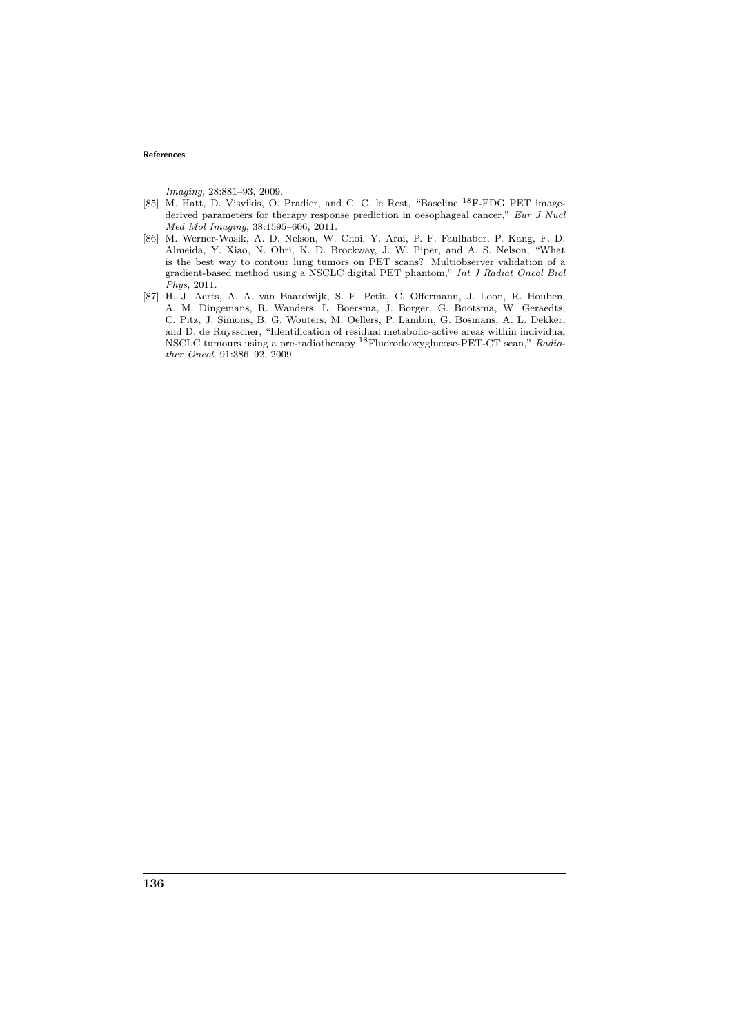*Imaging*, 28:881–93, 2009.

[85] M. Hatt, D. Visvikis, O. Pradier, and C. C. le Rest, "Baseline $^{18}$F-FDG PET image-derived parameters for therapy response prediction in oesophageal cancer," *Eur J Nucl Med Mol Imaging*, 38:1595–606, 2011.

[86] M. Werner-Wasik, A. D. Nelson, W. Choi, Y. Arai, P. F. Faulhaber, P. Kang, F. D. Almeida, Y. Xiao, N. Ohri, K. D. Brockway, J. W. Piper, and A. S. Nelson, "What is the best way to contour lung tumors on PET scans? Multiobserver validation of a gradient-based method using a NSCLC digital PET phantom," *Int J Radiat Oncol Biol Phys*, 2011.

[87] H. J. Aerts, A. A. van Baardwijk, S. F. Petit, C. Offermann, J. Loon, R. Houben, A. M. Dingemans, R. Wanders, L. Boersma, J. Borger, G. Bootsma, W. Geraedts, C. Pitz, J. Simons, B. G. Wouters, M. Oellers, P. Lambin, G. Bosmans, A. L. Dekker, and D. de Ruysscher, "Identification of residual metabolic-active areas within individual NSCLC tumours using a pre-radiotherapy $^{18}$Fluorodeoxyglucose-PET-CT scan," *Radiother Oncol*, 91:386–92, 2009.